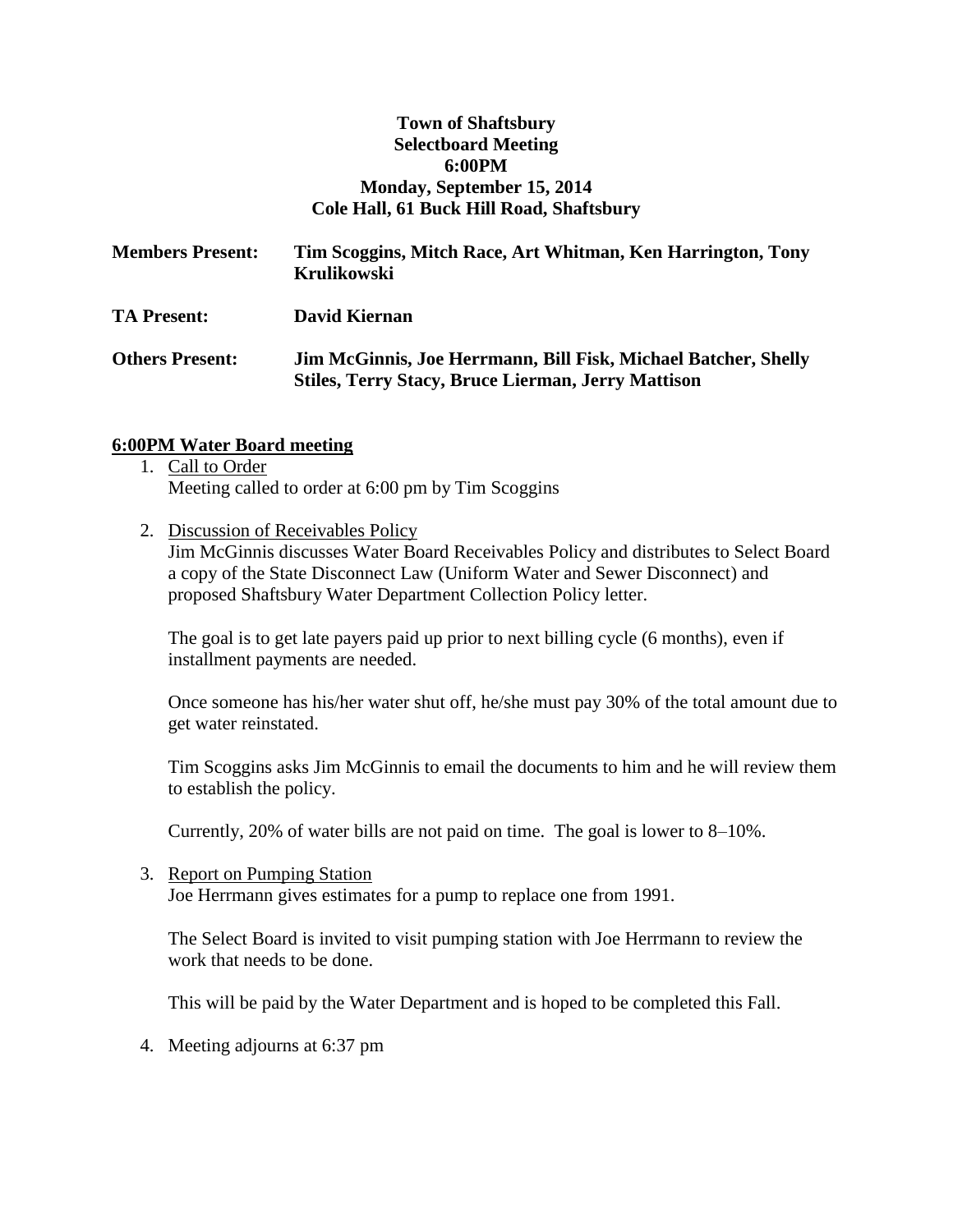**Town of Shaftsbury**
**Selectboard Meeting**
**6:00PM**
**Monday, September 15, 2014**
**Cole Hall, 61 Buck Hill Road, Shaftsbury**

**Members Present:** **Tim Scoggins, Mitch Race, Art Whitman, Ken Harrington, Tony Krulikowski**

**TA Present:** **David Kiernan**

**Others Present:** **Jim McGinnis, Joe Herrmann, Bill Fisk, Michael Batcher, Shelly Stiles, Terry Stacy, Bruce Lierman, Jerry Mattison**

## 6:00PM Water Board meeting

1. Call to Order
   Meeting called to order at 6:00 pm by Tim Scoggins

2. Discussion of Receivables Policy
   Jim McGinnis discusses Water Board Receivables Policy and distributes to Select Board a copy of the State Disconnect Law (Uniform Water and Sewer Disconnect) and proposed Shaftsbury Water Department Collection Policy letter.

   The goal is to get late payers paid up prior to next billing cycle (6 months), even if installment payments are needed.

   Once someone has his/her water shut off, he/she must pay 30% of the total amount due to get water reinstated.

   Tim Scoggins asks Jim McGinnis to email the documents to him and he will review them to establish the policy.

   Currently, 20% of water bills are not paid on time. The goal is lower to 8–10%.

3. Report on Pumping Station
   Joe Herrmann gives estimates for a pump to replace one from 1991.

   The Select Board is invited to visit pumping station with Joe Herrmann to review the work that needs to be done.

   This will be paid by the Water Department and is hoped to be completed this Fall.

4. Meeting adjourns at 6:37 pm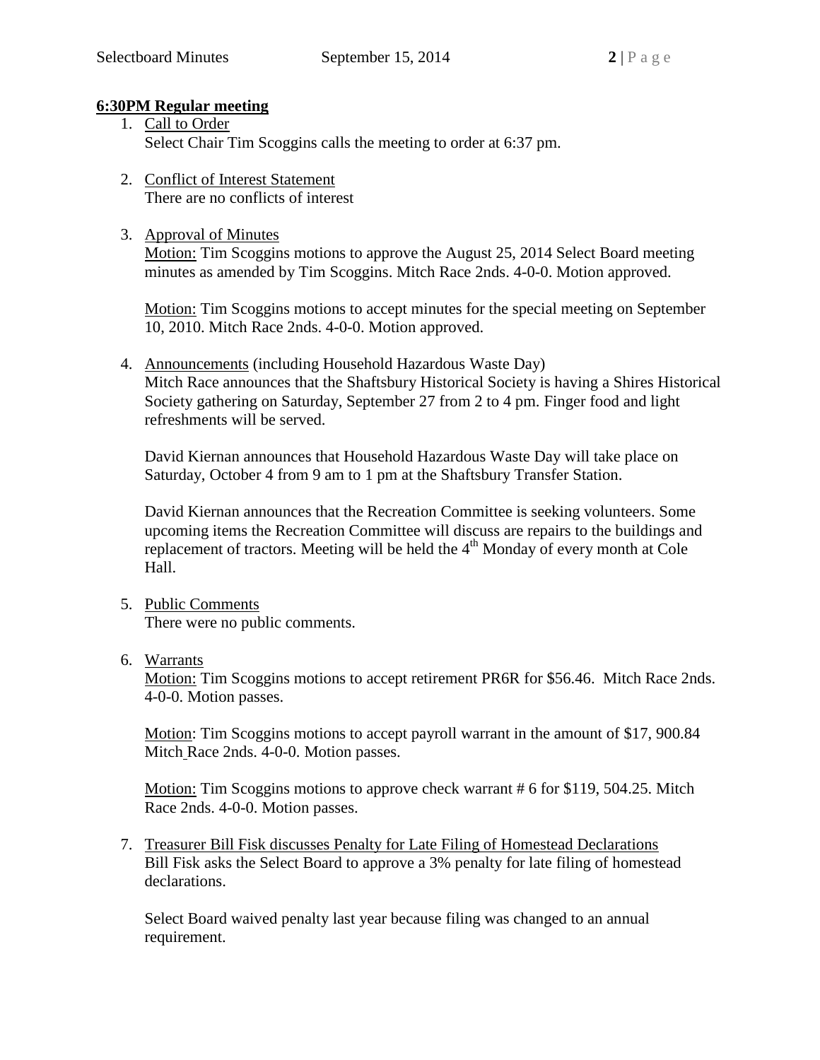**6:30PM Regular meeting**

1. Call to Order
   Select Chair Tim Scoggins calls the meeting to order at 6:37 pm.

2. Conflict of Interest Statement
   There are no conflicts of interest

3. Approval of Minutes
   Motion: Tim Scoggins motions to approve the August 25, 2014 Select Board meeting minutes as amended by Tim Scoggins. Mitch Race 2nds. 4-0-0. Motion approved.

   Motion: Tim Scoggins motions to accept minutes for the special meeting on September 10, 2010. Mitch Race 2nds. 4-0-0. Motion approved.

4. Announcements (including Household Hazardous Waste Day)
   Mitch Race announces that the Shaftsbury Historical Society is having a Shires Historical Society gathering on Saturday, September 27 from 2 to 4 pm. Finger food and light refreshments will be served.

   David Kiernan announces that Household Hazardous Waste Day will take place on Saturday, October 4 from 9 am to 1 pm at the Shaftsbury Transfer Station.

   David Kiernan announces that the Recreation Committee is seeking volunteers. Some upcoming items the Recreation Committee will discuss are repairs to the buildings and replacement of tractors. Meeting will be held the 4th Monday of every month at Cole Hall.

5. Public Comments
   There were no public comments.

6. Warrants
   Motion: Tim Scoggins motions to accept retirement PR6R for $56.46. Mitch Race 2nds. 4-0-0. Motion passes.

   Motion: Tim Scoggins motions to accept payroll warrant in the amount of $17, 900.84 Mitch Race 2nds. 4-0-0. Motion passes.

   Motion: Tim Scoggins motions to approve check warrant # 6 for $119, 504.25. Mitch Race 2nds. 4-0-0. Motion passes.

7. Treasurer Bill Fisk discusses Penalty for Late Filing of Homestead Declarations
   Bill Fisk asks the Select Board to approve a 3% penalty for late filing of homestead declarations.

   Select Board waived penalty last year because filing was changed to an annual requirement.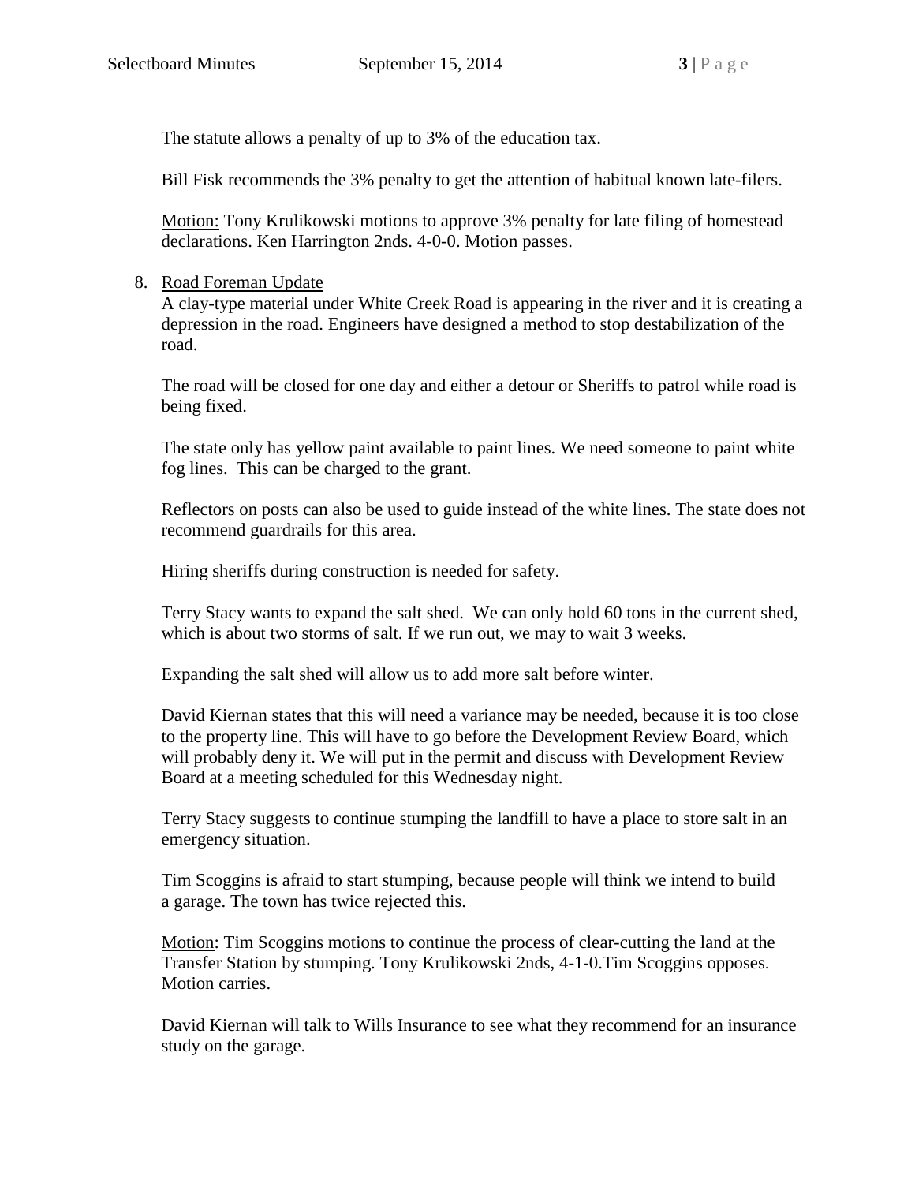The statute allows a penalty of up to 3% of the education tax.

Bill Fisk recommends the 3% penalty to get the attention of habitual known late-filers.

<u>Motion:</u> Tony Krulikowski motions to approve 3% penalty for late filing of homestead declarations. Ken Harrington 2nds. 4-0-0. Motion passes.

8. <u>Road Foreman Update</u>

   A clay-type material under White Creek Road is appearing in the river and it is creating a depression in the road. Engineers have designed a method to stop destabilization of the road.

   The road will be closed for one day and either a detour or Sheriffs to patrol while road is being fixed.

   The state only has yellow paint available to paint lines. We need someone to paint white fog lines. This can be charged to the grant.

   Reflectors on posts can also be used to guide instead of the white lines. The state does not recommend guardrails for this area.

   Hiring sheriffs during construction is needed for safety.

   Terry Stacy wants to expand the salt shed. We can only hold 60 tons in the current shed, which is about two storms of salt. If we run out, we may to wait 3 weeks.

   Expanding the salt shed will allow us to add more salt before winter.

   David Kiernan states that this will need a variance may be needed, because it is too close to the property line. This will have to go before the Development Review Board, which will probably deny it. We will put in the permit and discuss with Development Review Board at a meeting scheduled for this Wednesday night.

   Terry Stacy suggests to continue stumping the landfill to have a place to store salt in an emergency situation.

   Tim Scoggins is afraid to start stumping, because people will think we intend to build a garage. The town has twice rejected this.

   <u>Motion</u>: Tim Scoggins motions to continue the process of clear-cutting the land at the Transfer Station by stumping. Tony Krulikowski 2nds, 4-1-0.Tim Scoggins opposes. Motion carries.

   David Kiernan will talk to Wills Insurance to see what they recommend for an insurance study on the garage.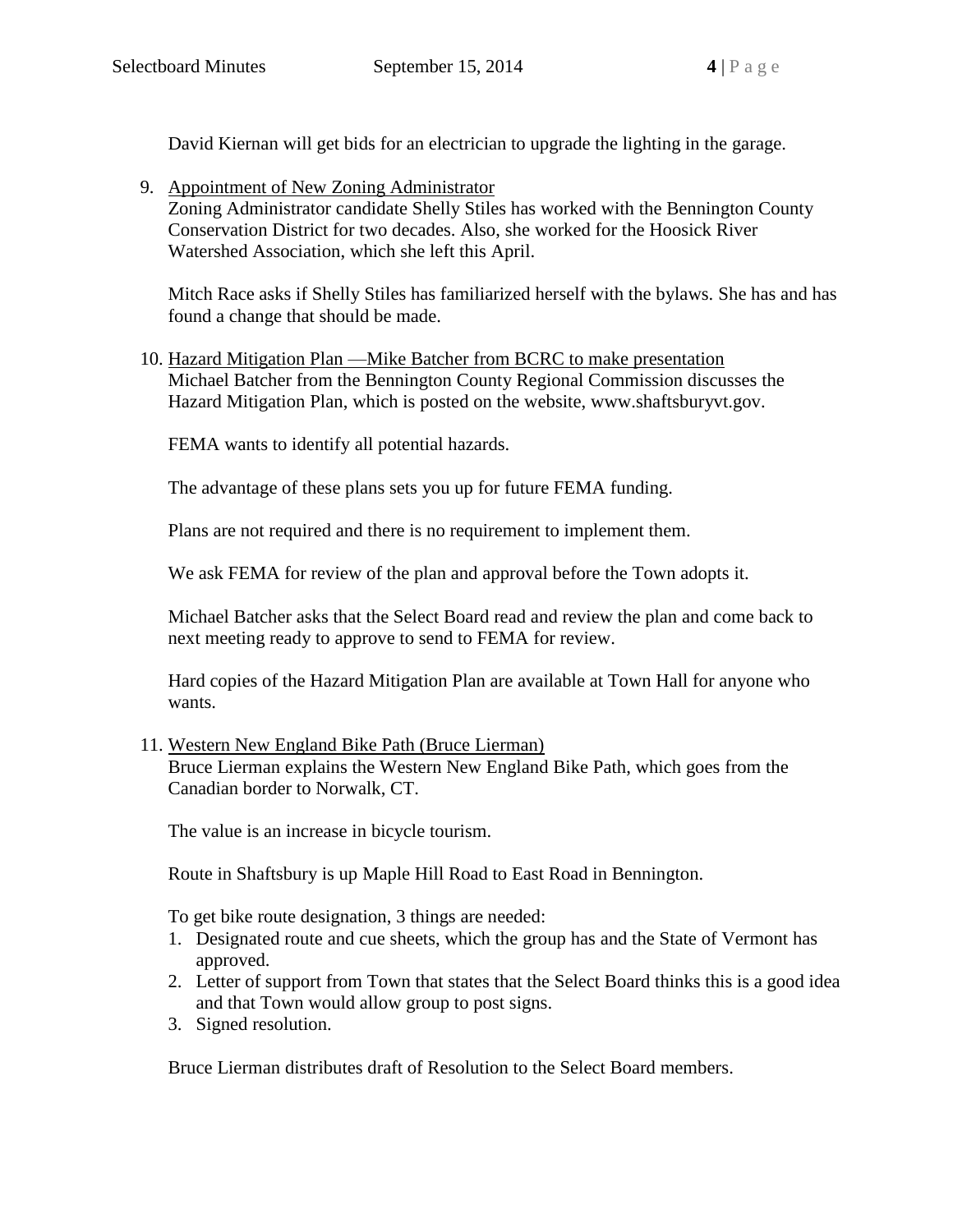David Kiernan will get bids for an electrician to upgrade the lighting in the garage.

9. Appointment of New Zoning Administrator
   Zoning Administrator candidate Shelly Stiles has worked with the Bennington County Conservation District for two decades. Also, she worked for the Hoosick River Watershed Association, which she left this April.

   Mitch Race asks if Shelly Stiles has familiarized herself with the bylaws. She has and has found a change that should be made.

10. Hazard Mitigation Plan —Mike Batcher from BCRC to make presentation
    Michael Batcher from the Bennington County Regional Commission discusses the Hazard Mitigation Plan, which is posted on the website, www.shaftsburyvt.gov.

    FEMA wants to identify all potential hazards.

    The advantage of these plans sets you up for future FEMA funding.

    Plans are not required and there is no requirement to implement them.

    We ask FEMA for review of the plan and approval before the Town adopts it.

    Michael Batcher asks that the Select Board read and review the plan and come back to next meeting ready to approve to send to FEMA for review.

    Hard copies of the Hazard Mitigation Plan are available at Town Hall for anyone who wants.

11. Western New England Bike Path (Bruce Lierman)
    Bruce Lierman explains the Western New England Bike Path, which goes from the Canadian border to Norwalk, CT.

    The value is an increase in bicycle tourism.

    Route in Shaftsbury is up Maple Hill Road to East Road in Bennington.

    To get bike route designation, 3 things are needed:
    1. Designated route and cue sheets, which the group has and the State of Vermont has approved.
    2. Letter of support from Town that states that the Select Board thinks this is a good idea and that Town would allow group to post signs.
    3. Signed resolution.

    Bruce Lierman distributes draft of Resolution to the Select Board members.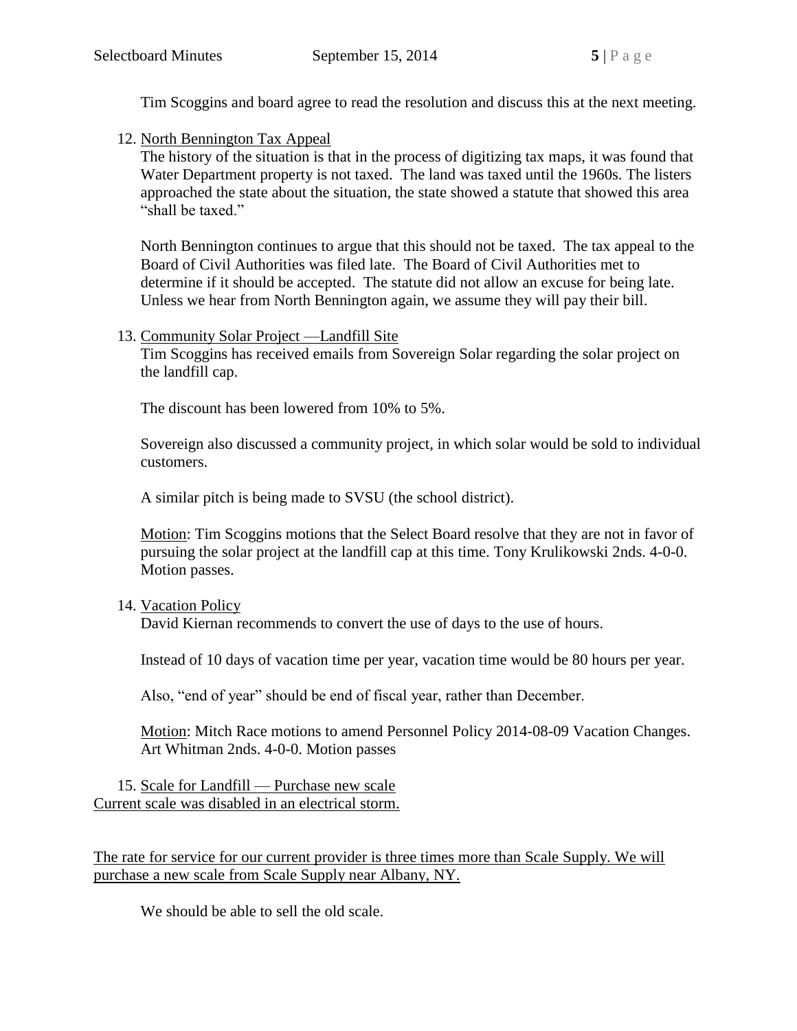Tim Scoggins and board agree to read the resolution and discuss this at the next meeting.

12. North Bennington Tax Appeal

    The history of the situation is that in the process of digitizing tax maps, it was found that Water Department property is not taxed. The land was taxed until the 1960s. The listers approached the state about the situation, the state showed a statute that showed this area "shall be taxed."

    North Bennington continues to argue that this should not be taxed. The tax appeal to the Board of Civil Authorities was filed late. The Board of Civil Authorities met to determine if it should be accepted. The statute did not allow an excuse for being late. Unless we hear from North Bennington again, we assume they will pay their bill.

13. Community Solar Project —Landfill Site

    Tim Scoggins has received emails from Sovereign Solar regarding the solar project on the landfill cap.

    The discount has been lowered from 10% to 5%.

    Sovereign also discussed a community project, in which solar would be sold to individual customers.

    A similar pitch is being made to SVSU (the school district).

    Motion: Tim Scoggins motions that the Select Board resolve that they are not in favor of pursuing the solar project at the landfill cap at this time. Tony Krulikowski 2nds. 4-0-0. Motion passes.

14. Vacation Policy

    David Kiernan recommends to convert the use of days to the use of hours.

    Instead of 10 days of vacation time per year, vacation time would be 80 hours per year.

    Also, "end of year" should be end of fiscal year, rather than December.

    Motion: Mitch Race motions to amend Personnel Policy 2014-08-09 Vacation Changes. Art Whitman 2nds. 4-0-0. Motion passes

15. Scale for Landfill — Purchase new scale

Current scale was disabled in an electrical storm.

The rate for service for our current provider is three times more than Scale Supply. We will purchase a new scale from Scale Supply near Albany, NY.

We should be able to sell the old scale.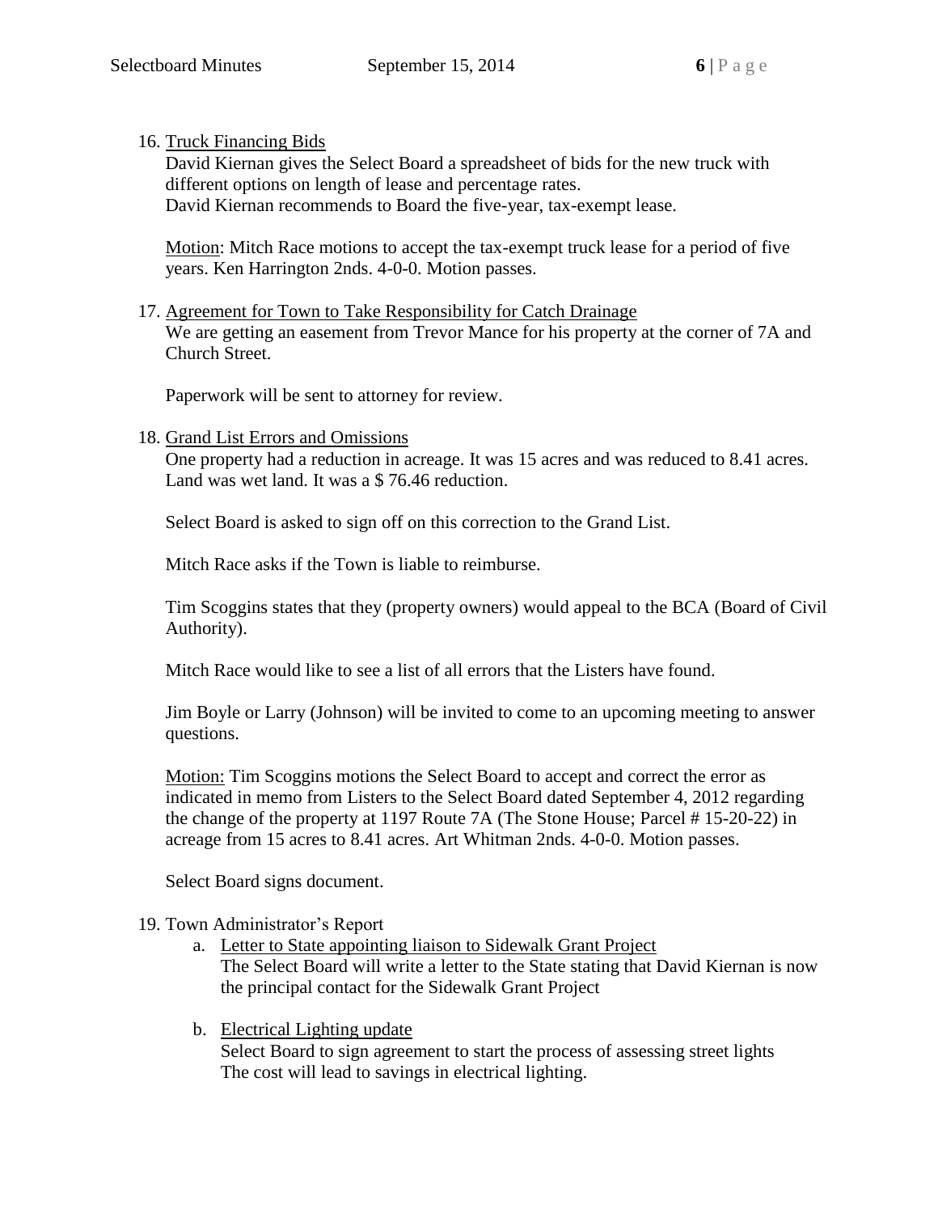16. <u>Truck Financing Bids</u>
David Kiernan gives the Select Board a spreadsheet of bids for the new truck with different options on length of lease and percentage rates.
David Kiernan recommends to Board the five-year, tax-exempt lease.

<u>Motion</u>: Mitch Race motions to accept the tax-exempt truck lease for a period of five years. Ken Harrington 2nds. 4-0-0. Motion passes.

17. <u>Agreement for Town to Take Responsibility for Catch Drainage</u>
We are getting an easement from Trevor Mance for his property at the corner of 7A and Church Street.

Paperwork will be sent to attorney for review.

18. <u>Grand List Errors and Omissions</u>
One property had a reduction in acreage. It was 15 acres and was reduced to 8.41 acres. Land was wet land. It was a $ 76.46 reduction.

Select Board is asked to sign off on this correction to the Grand List.

Mitch Race asks if the Town is liable to reimburse.

Tim Scoggins states that they (property owners) would appeal to the BCA (Board of Civil Authority).

Mitch Race would like to see a list of all errors that the Listers have found.

Jim Boyle or Larry (Johnson) will be invited to come to an upcoming meeting to answer questions.

<u>Motion:</u> Tim Scoggins motions the Select Board to accept and correct the error as indicated in memo from Listers to the Select Board dated September 4, 2012 regarding the change of the property at 1197 Route 7A (The Stone House; Parcel # 15-20-22) in acreage from 15 acres to 8.41 acres. Art Whitman 2nds. 4-0-0. Motion passes.

Select Board signs document.

19. Town Administrator's Report
    a. <u>Letter to State appointing liaison to Sidewalk Grant Project</u>
    The Select Board will write a letter to the State stating that David Kiernan is now the principal contact for the Sidewalk Grant Project

    b. <u>Electrical Lighting update</u>
    Select Board to sign agreement to start the process of assessing street lights
    The cost will lead to savings in electrical lighting.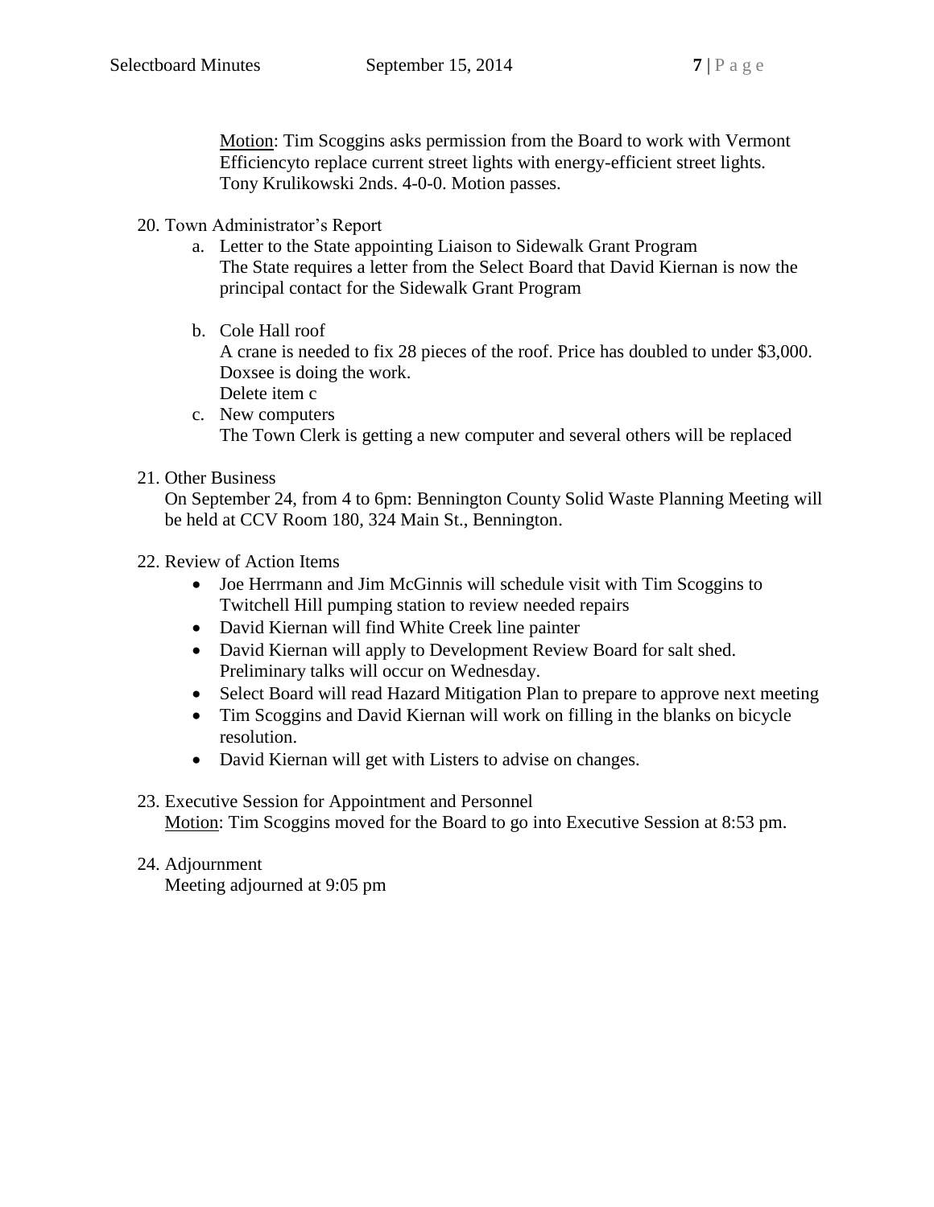Motion: Tim Scoggins asks permission from the Board to work with Vermont Efficiencyto replace current street lights with energy-efficient street lights. Tony Krulikowski 2nds. 4-0-0. Motion passes.

20. Town Administrator's Report
    a. Letter to the State appointing Liaison to Sidewalk Grant Program
       The State requires a letter from the Select Board that David Kiernan is now the principal contact for the Sidewalk Grant Program

    b. Cole Hall roof
       A crane is needed to fix 28 pieces of the roof. Price has doubled to under $3,000. Doxsee is doing the work.
       Delete item c
    c. New computers
       The Town Clerk is getting a new computer and several others will be replaced

21. Other Business
    On September 24, from 4 to 6pm: Bennington County Solid Waste Planning Meeting will be held at CCV Room 180, 324 Main St., Bennington.

22. Review of Action Items
    - Joe Herrmann and Jim McGinnis will schedule visit with Tim Scoggins to Twitchell Hill pumping station to review needed repairs
    - David Kiernan will find White Creek line painter
    - David Kiernan will apply to Development Review Board for salt shed. Preliminary talks will occur on Wednesday.
    - Select Board will read Hazard Mitigation Plan to prepare to approve next meeting
    - Tim Scoggins and David Kiernan will work on filling in the blanks on bicycle resolution.
    - David Kiernan will get with Listers to advise on changes.

23. Executive Session for Appointment and Personnel
    Motion: Tim Scoggins moved for the Board to go into Executive Session at 8:53 pm.

24. Adjournment
    Meeting adjourned at 9:05 pm